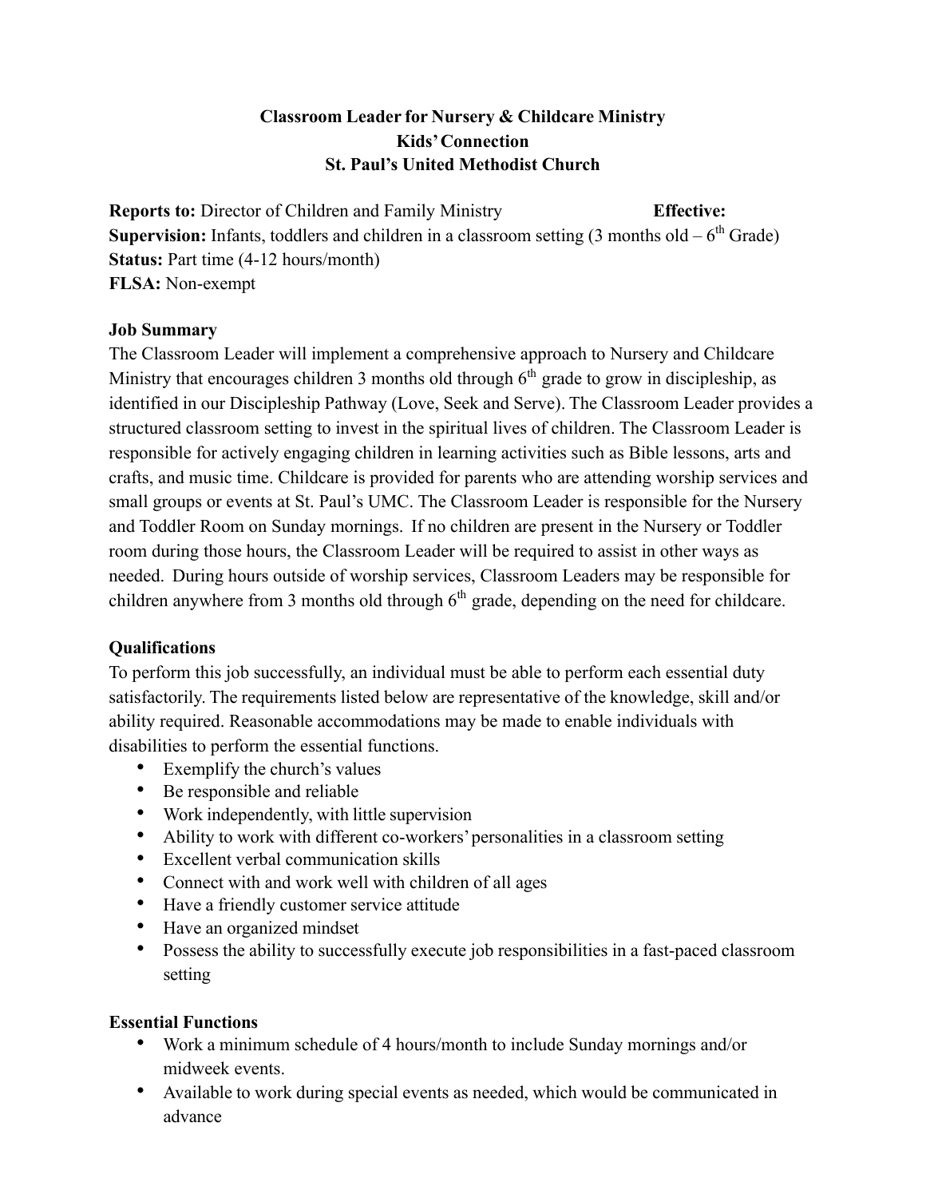# Classroom Leader for Nursery & Childcare Ministry
## Kids' Connection
## St. Paul's United Methodist Church

**Reports to:** Director of Children and Family Ministry **Effective:**
**Supervision:** Infants, toddlers and children in a classroom setting (3 months old – 6th Grade)
**Status:** Part time (4-12 hours/month)
**FLSA:** Non-exempt

### Job Summary

The Classroom Leader will implement a comprehensive approach to Nursery and Childcare Ministry that encourages children 3 months old through 6th grade to grow in discipleship, as identified in our Discipleship Pathway (Love, Seek and Serve). The Classroom Leader provides a structured classroom setting to invest in the spiritual lives of children. The Classroom Leader is responsible for actively engaging children in learning activities such as Bible lessons, arts and crafts, and music time. Childcare is provided for parents who are attending worship services and small groups or events at St. Paul's UMC. The Classroom Leader is responsible for the Nursery and Toddler Room on Sunday mornings. If no children are present in the Nursery or Toddler room during those hours, the Classroom Leader will be required to assist in other ways as needed. During hours outside of worship services, Classroom Leaders may be responsible for children anywhere from 3 months old through 6th grade, depending on the need for childcare.

### Qualifications

To perform this job successfully, an individual must be able to perform each essential duty satisfactorily. The requirements listed below are representative of the knowledge, skill and/or ability required. Reasonable accommodations may be made to enable individuals with disabilities to perform the essential functions.

- Exemplify the church's values
- Be responsible and reliable
- Work independently, with little supervision
- Ability to work with different co-workers' personalities in a classroom setting
- Excellent verbal communication skills
- Connect with and work well with children of all ages
- Have a friendly customer service attitude
- Have an organized mindset
- Possess the ability to successfully execute job responsibilities in a fast-paced classroom setting

### Essential Functions

- Work a minimum schedule of 4 hours/month to include Sunday mornings and/or midweek events.
- Available to work during special events as needed, which would be communicated in advance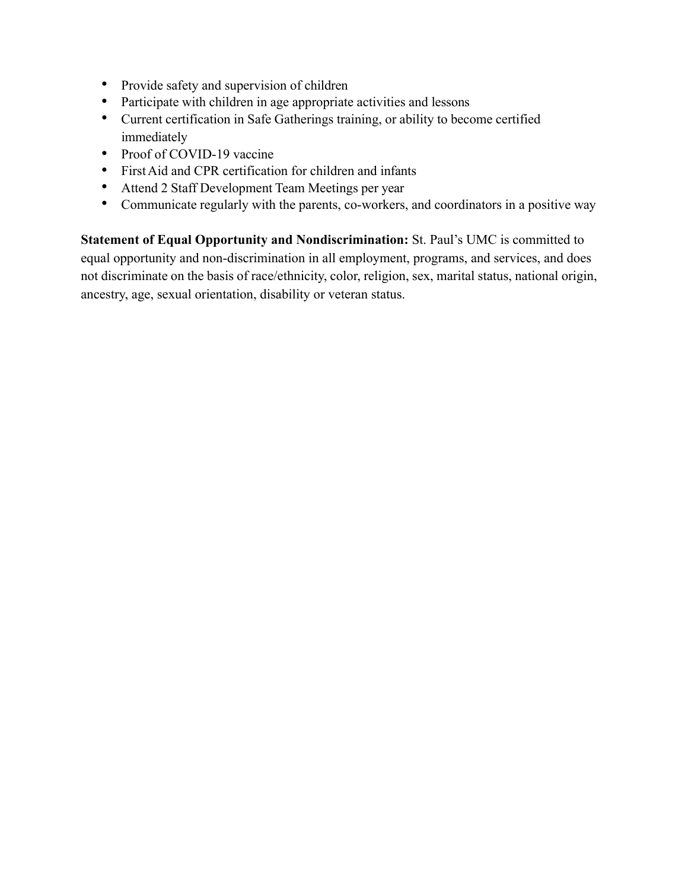- Provide safety and supervision of children
- Participate with children in age appropriate activities and lessons
- Current certification in Safe Gatherings training, or ability to become certified immediately
- Proof of COVID-19 vaccine
- First Aid and CPR certification for children and infants
- Attend 2 Staff Development Team Meetings per year
- Communicate regularly with the parents, co-workers, and coordinators in a positive way

**Statement of Equal Opportunity and Nondiscrimination:** St. Paul's UMC is committed to equal opportunity and non-discrimination in all employment, programs, and services, and does not discriminate on the basis of race/ethnicity, color, religion, sex, marital status, national origin, ancestry, age, sexual orientation, disability or veteran status.